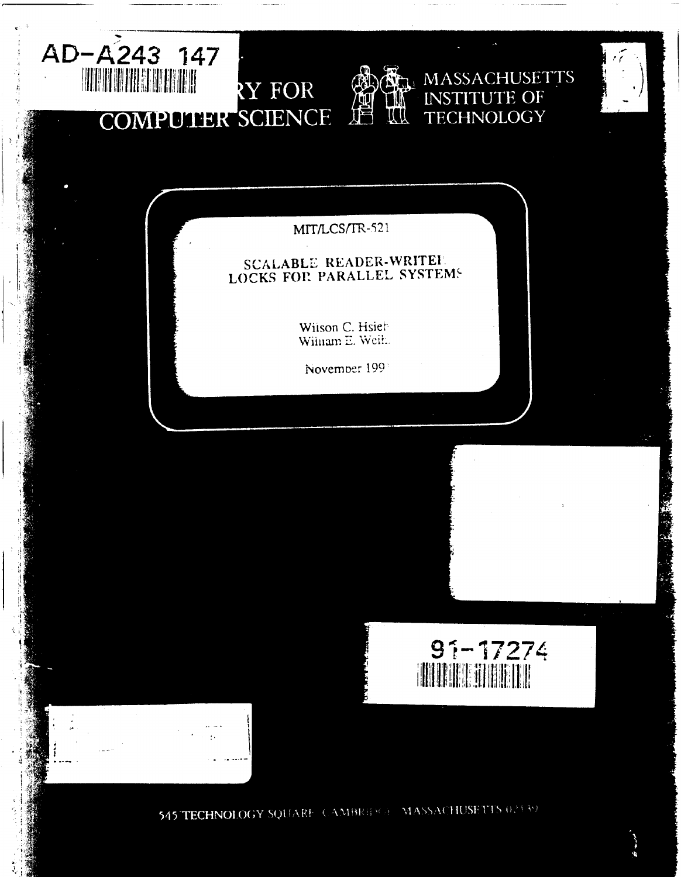AD-A243 147

RY FOR COMPUTER SCIENCE

MASSACHUSETTS INSTITUTE OF TECHNOLOGY

MIT/LCS/TR-521

# SCALABLE READER-WRITER LOCKS FOR PARALLEL SYSTEMS

Wilson C. Hsieh
William E. Weihl

November 1991

91-17274

545 TECHNOLOGY SQUARE, CAMBRIDGE, MASSACHUSETTS 02139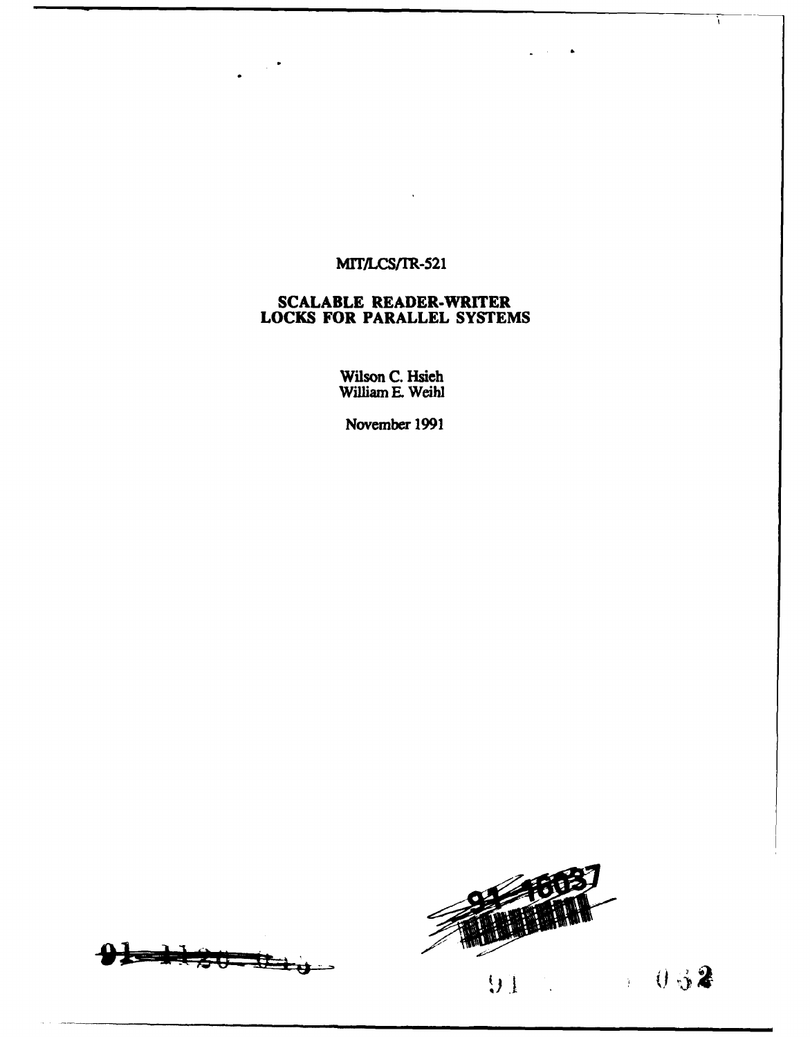MIT/LCS/TR-521

# SCALABLE READER-WRITER LOCKS FOR PARALLEL SYSTEMS

Wilson C. Hsieh
William E. Weihl

November 1991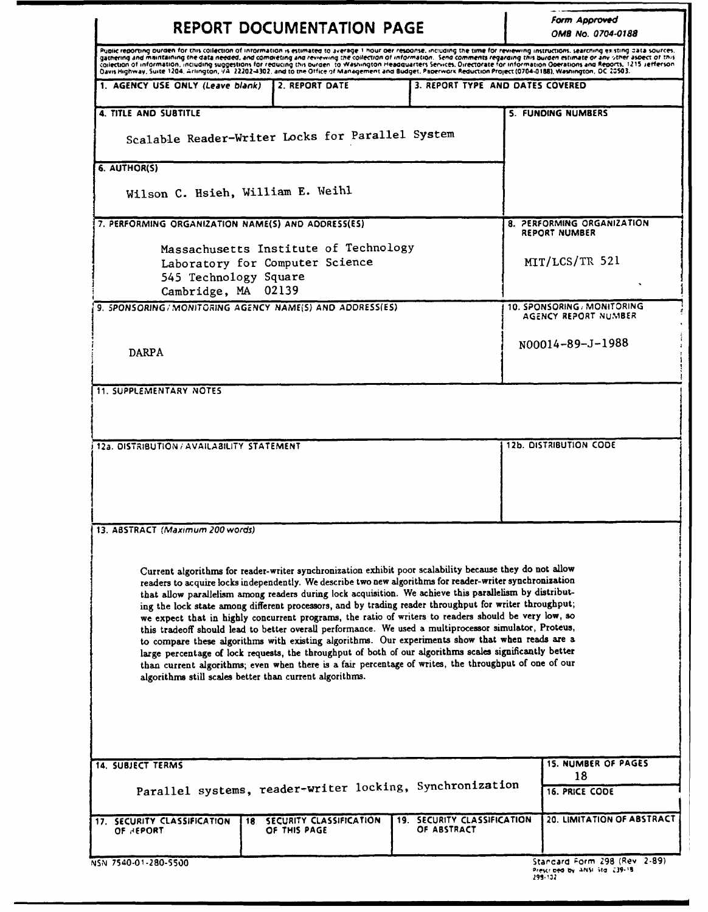# REPORT DOCUMENTATION PAGE

*Form Approved*
*OMB No. 0704-0188*

Public reporting burden for this collection of information is estimated to average 1 hour per response, including the time for reviewing instructions, searching existing data sources, gathering and maintaining the data needed, and completing and reviewing the collection of information. Send comments regarding this burden estimate or any other aspect of this collection of information, including suggestions for reducing this burden, to Washington Headquarters Services, Directorate for Information Operations and Reports, 1215 Jefferson Davis Highway, Suite 1204, Arlington, VA 22202-4302, and to the Office of Management and Budget, Paperwork Reduction Project (0704-0188), Washington, DC 20503.

| 1. AGENCY USE ONLY (*Leave blank*) | 2. REPORT DATE | 3. REPORT TYPE AND DATES COVERED |
|---|---|---|
| | | |

**4. TITLE AND SUBTITLE**

Scalable Reader-Writer Locks for Parallel System

**5. FUNDING NUMBERS**

**6. AUTHOR(S)**

Wilson C. Hsieh, William E. Weihl

**7. PERFORMING ORGANIZATION NAME(S) AND ADDRESS(ES)**

Massachusetts Institute of Technology
Laboratory for Computer Science
545 Technology Square
Cambridge, MA 02139

**8. PERFORMING ORGANIZATION REPORT NUMBER**

MIT/LCS/TR 521

**9. SPONSORING/MONITORING AGENCY NAME(S) AND ADDRESS(ES)**

DARPA

**10. SPONSORING/MONITORING AGENCY REPORT NUMBER**

N00014-89-J-1988

**11. SUPPLEMENTARY NOTES**

**12a. DISTRIBUTION/AVAILABILITY STATEMENT**

**12b. DISTRIBUTION CODE**

**13. ABSTRACT** (*Maximum 200 words*)

Current algorithms for reader-writer synchronization exhibit poor scalability because they do not allow readers to acquire locks independently. We describe two new algorithms for reader-writer synchronization that allow parallelism among readers during lock acquisition. We achieve this parallelism by distributing the lock state among different processors, and by trading reader throughput for writer throughput; we expect that in highly concurrent programs, the ratio of writers to readers should be very low, so this tradeoff should lead to better overall performance. We used a multiprocessor simulator, Proteus, to compare these algorithms with existing algorithms. Our experiments show that when reads are a large percentage of lock requests, the throughput of both of our algorithms scales significantly better than current algorithms; even when there is a fair percentage of writes, the throughput of one of our algorithms still scales better than current algorithms.

**14. SUBJECT TERMS**

Parallel systems, reader-writer locking, Synchronization

**15. NUMBER OF PAGES**

18

**16. PRICE CODE**

| 17. SECURITY CLASSIFICATION OF REPORT | 18. SECURITY CLASSIFICATION OF THIS PAGE | 19. SECURITY CLASSIFICATION OF ABSTRACT | 20. LIMITATION OF ABSTRACT |
|---|---|---|---|
| | | | |

NSN 7540-01-280-5500

Standard Form 298 (Rev 2-89)
Prescribed by ANSI Std Z39-18
298-102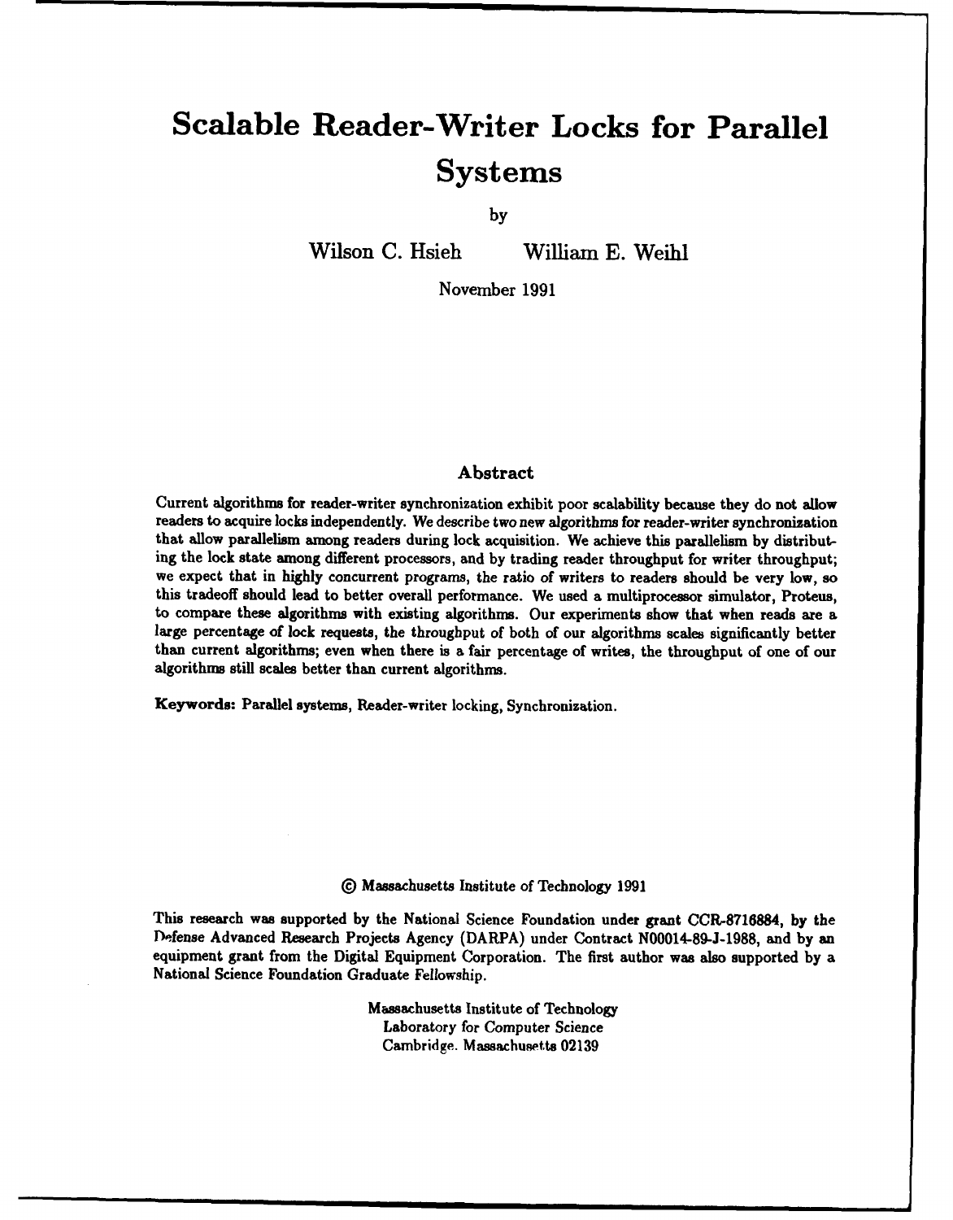# Scalable Reader-Writer Locks for Parallel Systems

by

Wilson C. Hsieh William E. Weihl

November 1991

## Abstract

Current algorithms for reader-writer synchronization exhibit poor scalability because they do not allow readers to acquire locks independently. We describe two new algorithms for reader-writer synchronization that allow parallelism among readers during lock acquisition. We achieve this parallelism by distributing the lock state among different processors, and by trading reader throughput for writer throughput; we expect that in highly concurrent programs, the ratio of writers to readers should be very low, so this tradeoff should lead to better overall performance. We used a multiprocessor simulator, Proteus, to compare these algorithms with existing algorithms. Our experiments show that when reads are a large percentage of lock requests, the throughput of both of our algorithms scales significantly better than current algorithms; even when there is a fair percentage of writes, the throughput of one of our algorithms still scales better than current algorithms.

**Keywords:** Parallel systems, Reader-writer locking, Synchronization.

© Massachusetts Institute of Technology 1991

This research was supported by the National Science Foundation under grant CCR-8716884, by the Defense Advanced Research Projects Agency (DARPA) under Contract N00014-89-J-1988, and by an equipment grant from the Digital Equipment Corporation. The first author was also supported by a National Science Foundation Graduate Fellowship.

Massachusetts Institute of Technology
Laboratory for Computer Science
Cambridge, Massachusetts 02139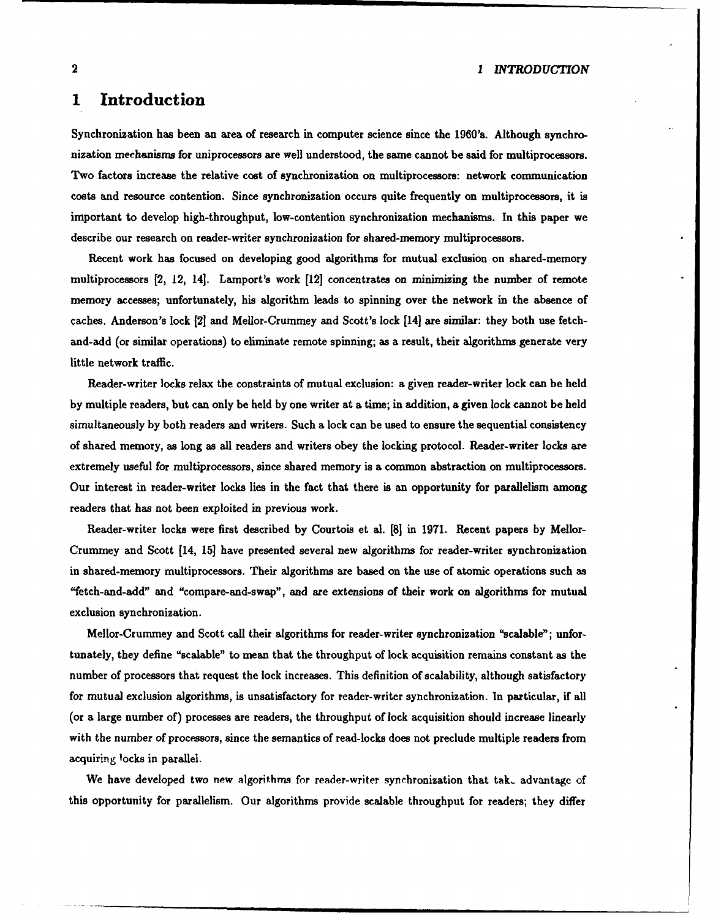# 1 Introduction

Synchronization has been an area of research in computer science since the 1960's. Although synchronization mechanisms for uniprocessors are well understood, the same cannot be said for multiprocessors. Two factors increase the relative cost of synchronization on multiprocessors: network communication costs and resource contention. Since synchronization occurs quite frequently on multiprocessors, it is important to develop high-throughput, low-contention synchronization mechanisms. In this paper we describe our research on reader-writer synchronization for shared-memory multiprocessors.

Recent work has focused on developing good algorithms for mutual exclusion on shared-memory multiprocessors [2, 12, 14]. Lamport's work [12] concentrates on minimizing the number of remote memory accesses; unfortunately, his algorithm leads to spinning over the network in the absence of caches. Anderson's lock [2] and Mellor-Crummey and Scott's lock [14] are similar: they both use fetch-and-add (or similar operations) to eliminate remote spinning; as a result, their algorithms generate very little network traffic.

Reader-writer locks relax the constraints of mutual exclusion: a given reader-writer lock can be held by multiple readers, but can only be held by one writer at a time; in addition, a given lock cannot be held simultaneously by both readers and writers. Such a lock can be used to ensure the sequential consistency of shared memory, as long as all readers and writers obey the locking protocol. Reader-writer locks are extremely useful for multiprocessors, since shared memory is a common abstraction on multiprocessors. Our interest in reader-writer locks lies in the fact that there is an opportunity for parallelism among readers that has not been exploited in previous work.

Reader-writer locks were first described by Courtois et al. [8] in 1971. Recent papers by Mellor-Crummey and Scott [14, 15] have presented several new algorithms for reader-writer synchronization in shared-memory multiprocessors. Their algorithms are based on the use of atomic operations such as "fetch-and-add" and "compare-and-swap", and are extensions of their work on algorithms for mutual exclusion synchronization.

Mellor-Crummey and Scott call their algorithms for reader-writer synchronization "scalable"; unfortunately, they define "scalable" to mean that the throughput of lock acquisition remains constant as the number of processors that request the lock increases. This definition of scalability, although satisfactory for mutual exclusion algorithms, is unsatisfactory for reader-writer synchronization. In particular, if all (or a large number of) processes are readers, the throughput of lock acquisition should increase linearly with the number of processors, since the semantics of read-locks does not preclude multiple readers from acquiring locks in parallel.

We have developed two new algorithms for reader-writer synchronization that take advantage of this opportunity for parallelism. Our algorithms provide scalable throughput for readers; they differ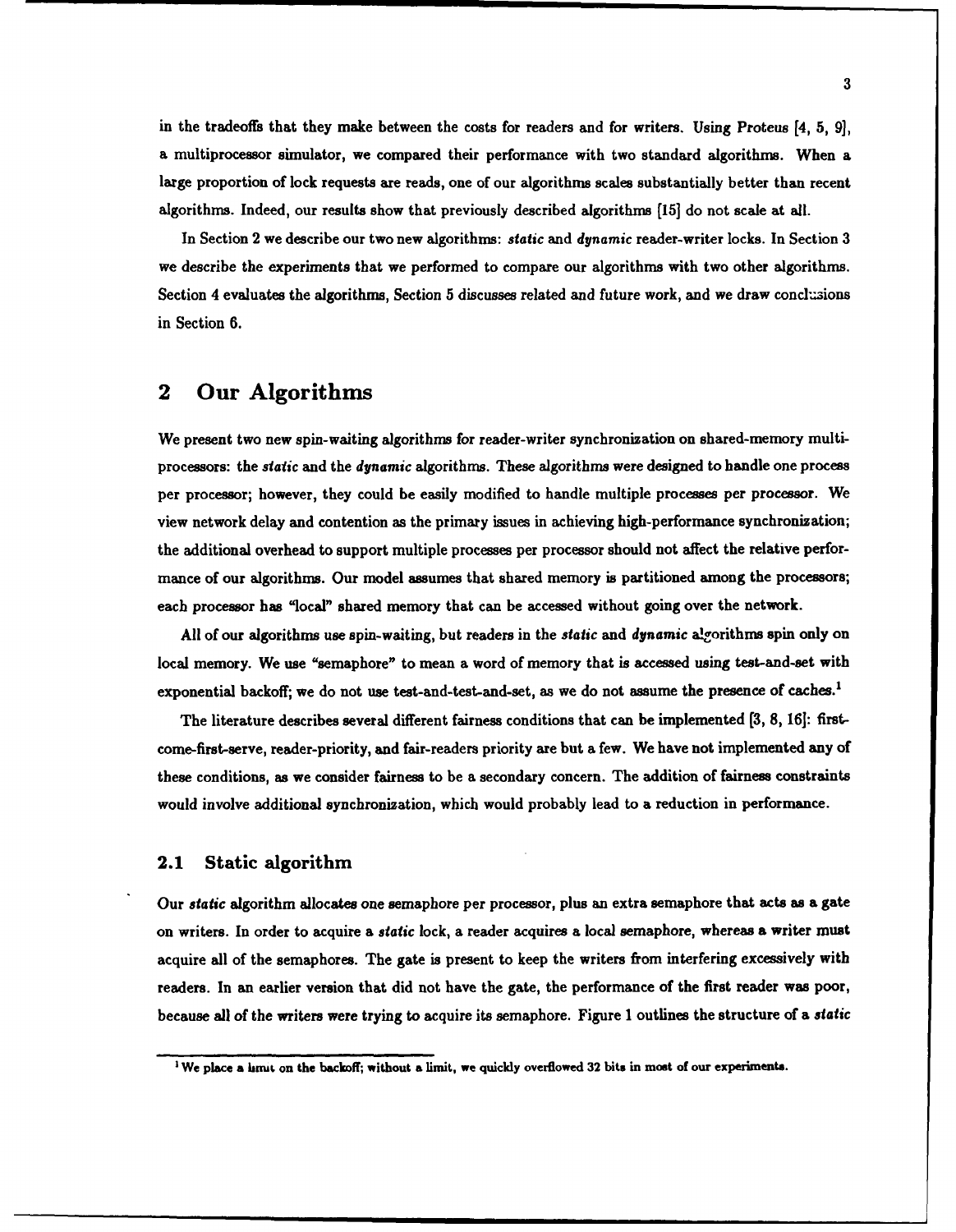in the tradeoffs that they make between the costs for readers and for writers. Using Proteus [4, 5, 9], a multiprocessor simulator, we compared their performance with two standard algorithms. When a large proportion of lock requests are reads, one of our algorithms scales substantially better than recent algorithms. Indeed, our results show that previously described algorithms [15] do not scale at all.

In Section 2 we describe our two new algorithms: *static* and *dynamic* reader-writer locks. In Section 3 we describe the experiments that we performed to compare our algorithms with two other algorithms. Section 4 evaluates the algorithms, Section 5 discusses related and future work, and we draw conclusions in Section 6.

## 2 Our Algorithms

We present two new spin-waiting algorithms for reader-writer synchronization on shared-memory multiprocessors: the *static* and the *dynamic* algorithms. These algorithms were designed to handle one process per processor; however, they could be easily modified to handle multiple processes per processor. We view network delay and contention as the primary issues in achieving high-performance synchronization; the additional overhead to support multiple processes per processor should not affect the relative performance of our algorithms. Our model assumes that shared memory is partitioned among the processors; each processor has "local" shared memory that can be accessed without going over the network.

All of our algorithms use spin-waiting, but readers in the *static* and *dynamic* algorithms spin only on local memory. We use "semaphore" to mean a word of memory that is accessed using test-and-set with exponential backoff; we do not use test-and-test-and-set, as we do not assume the presence of caches.[1]

The literature describes several different fairness conditions that can be implemented [3, 8, 16]: first-come-first-serve, reader-priority, and fair-readers priority are but a few. We have not implemented any of these conditions, as we consider fairness to be a secondary concern. The addition of fairness constraints would involve additional synchronization, which would probably lead to a reduction in performance.

### 2.1 Static algorithm

Our *static* algorithm allocates one semaphore per processor, plus an extra semaphore that acts as a gate on writers. In order to acquire a *static* lock, a reader acquires a local semaphore, whereas a writer must acquire all of the semaphores. The gate is present to keep the writers from interfering excessively with readers. In an earlier version that did not have the gate, the performance of the first reader was poor, because all of the writers were trying to acquire its semaphore. Figure 1 outlines the structure of a *static*

[1] We place a limit on the backoff; without a limit, we quickly overflowed 32 bits in most of our experiments.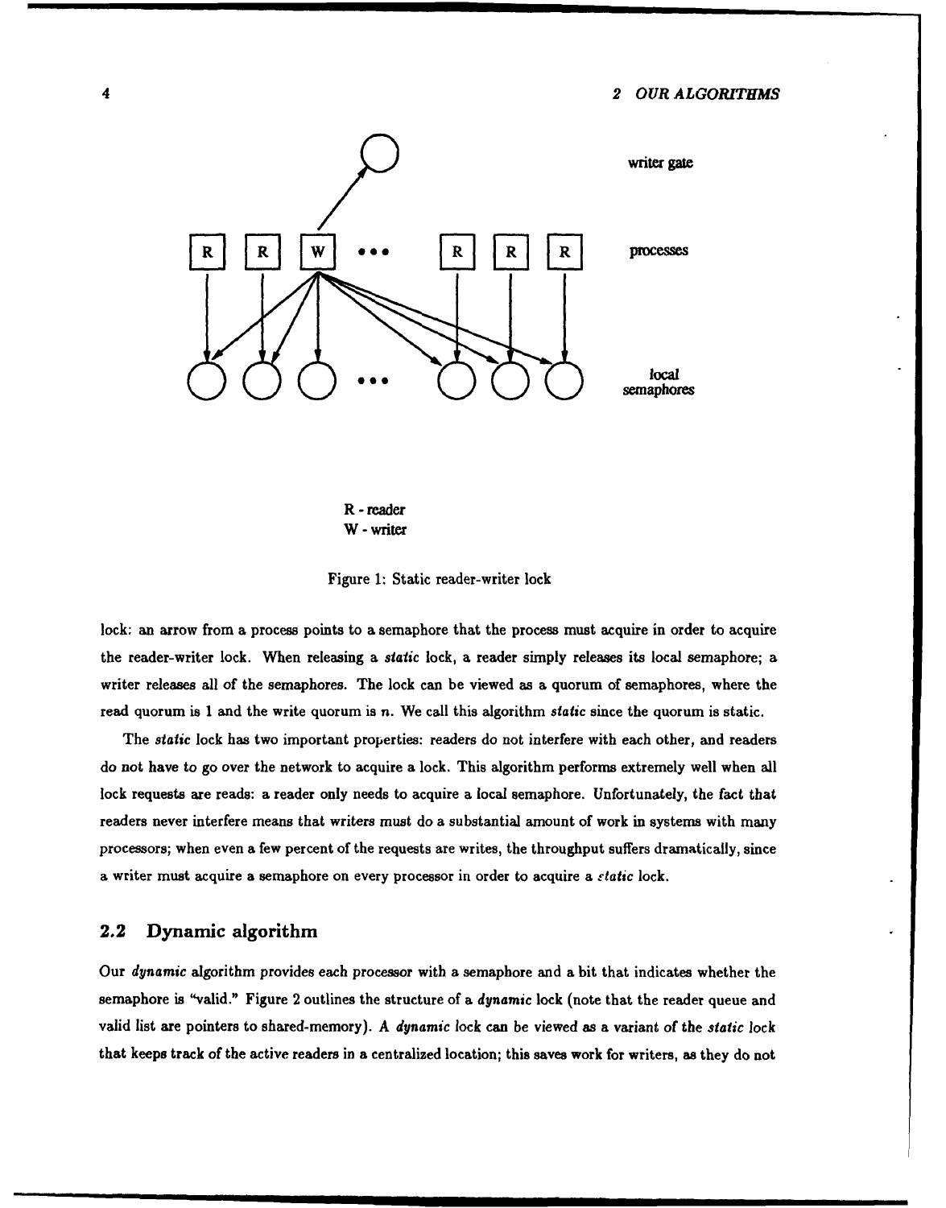R - reader
W - writer

Figure 1: Static reader-writer lock

lock: an arrow from a process points to a semaphore that the process must acquire in order to acquire the reader-writer lock. When releasing a *static* lock, a reader simply releases its local semaphore; a writer releases all of the semaphores. The lock can be viewed as a quorum of semaphores, where the read quorum is 1 and the write quorum is $n$. We call this algorithm *static* since the quorum is static.

The *static* lock has two important properties: readers do not interfere with each other, and readers do not have to go over the network to acquire a lock. This algorithm performs extremely well when all lock requests are reads: a reader only needs to acquire a local semaphore. Unfortunately, the fact that readers never interfere means that writers must do a substantial amount of work in systems with many processors; when even a few percent of the requests are writes, the throughput suffers dramatically, since a writer must acquire a semaphore on every processor in order to acquire a *static* lock.

## 2.2 Dynamic algorithm

Our *dynamic* algorithm provides each processor with a semaphore and a bit that indicates whether the semaphore is "valid." Figure 2 outlines the structure of a *dynamic* lock (note that the reader queue and valid list are pointers to shared-memory). A *dynamic* lock can be viewed as a variant of the *static* lock that keeps track of the active readers in a centralized location; this saves work for writers, as they do not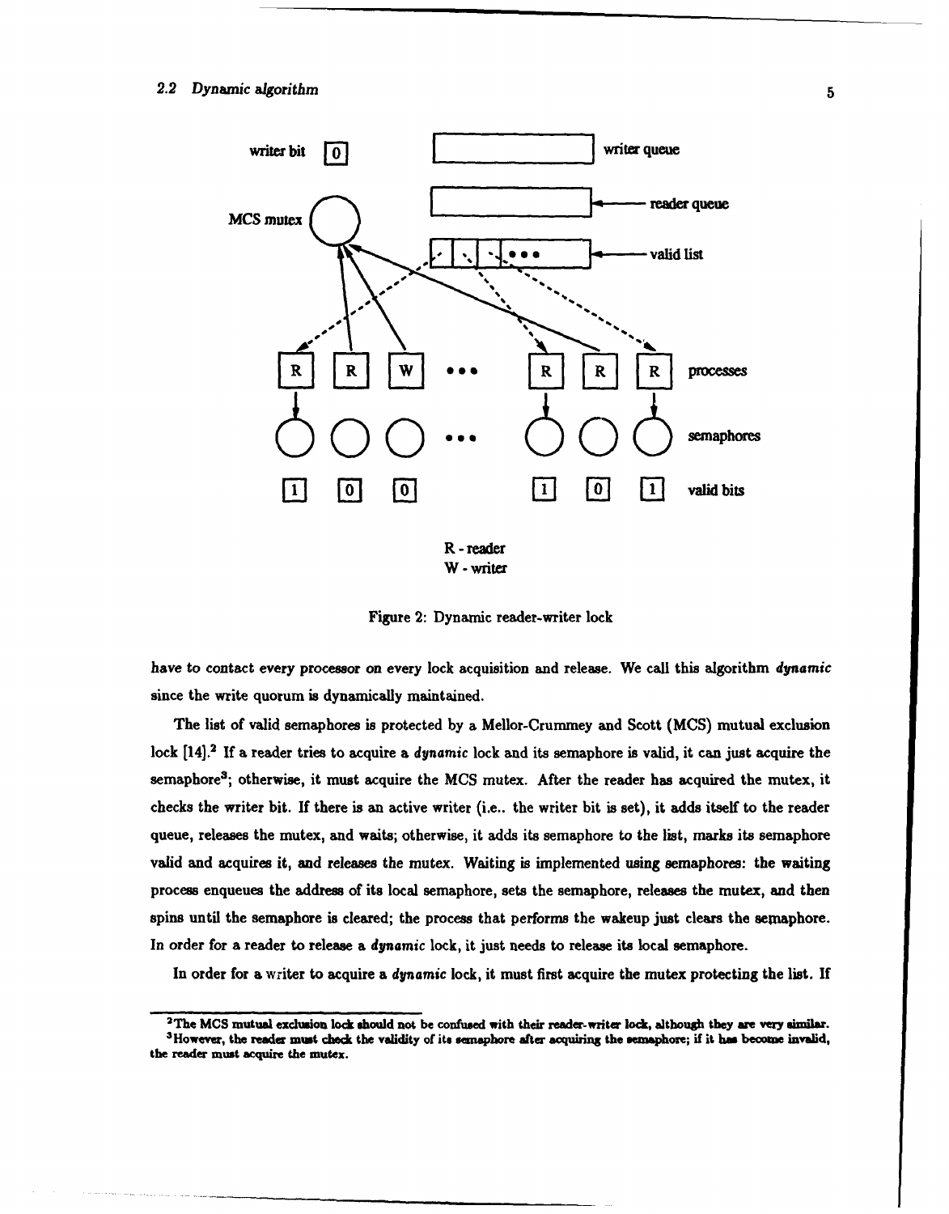Figure 2: Dynamic reader-writer lock

have to contact every processor on every lock acquisition and release. We call this algorithm *dynamic* since the write quorum is dynamically maintained.

The list of valid semaphores is protected by a Mellor-Crummey and Scott (MCS) mutual exclusion lock [14].[2] If a reader tries to acquire a *dynamic* lock and its semaphore is valid, it can just acquire the semaphore[3]; otherwise, it must acquire the MCS mutex. After the reader has acquired the mutex, it checks the writer bit. If there is an active writer (i.e.. the writer bit is set), it adds itself to the reader queue, releases the mutex, and waits; otherwise, it adds its semaphore to the list, marks its semaphore valid and acquires it, and releases the mutex. Waiting is implemented using semaphores: the waiting process enqueues the address of its local semaphore, sets the semaphore, releases the mutex, and then spins until the semaphore is cleared; the process that performs the wakeup just clears the semaphore. In order for a reader to release a *dynamic* lock, it just needs to release its local semaphore.

In order for a writer to acquire a *dynamic* lock, it must first acquire the mutex protecting the list. If

[2] The MCS mutual exclusion lock should not be confused with their reader-writer lock, although they are very similar.

[3] However, the reader must check the validity of its semaphore after acquiring the semaphore; if it has become invalid, the reader must acquire the mutex.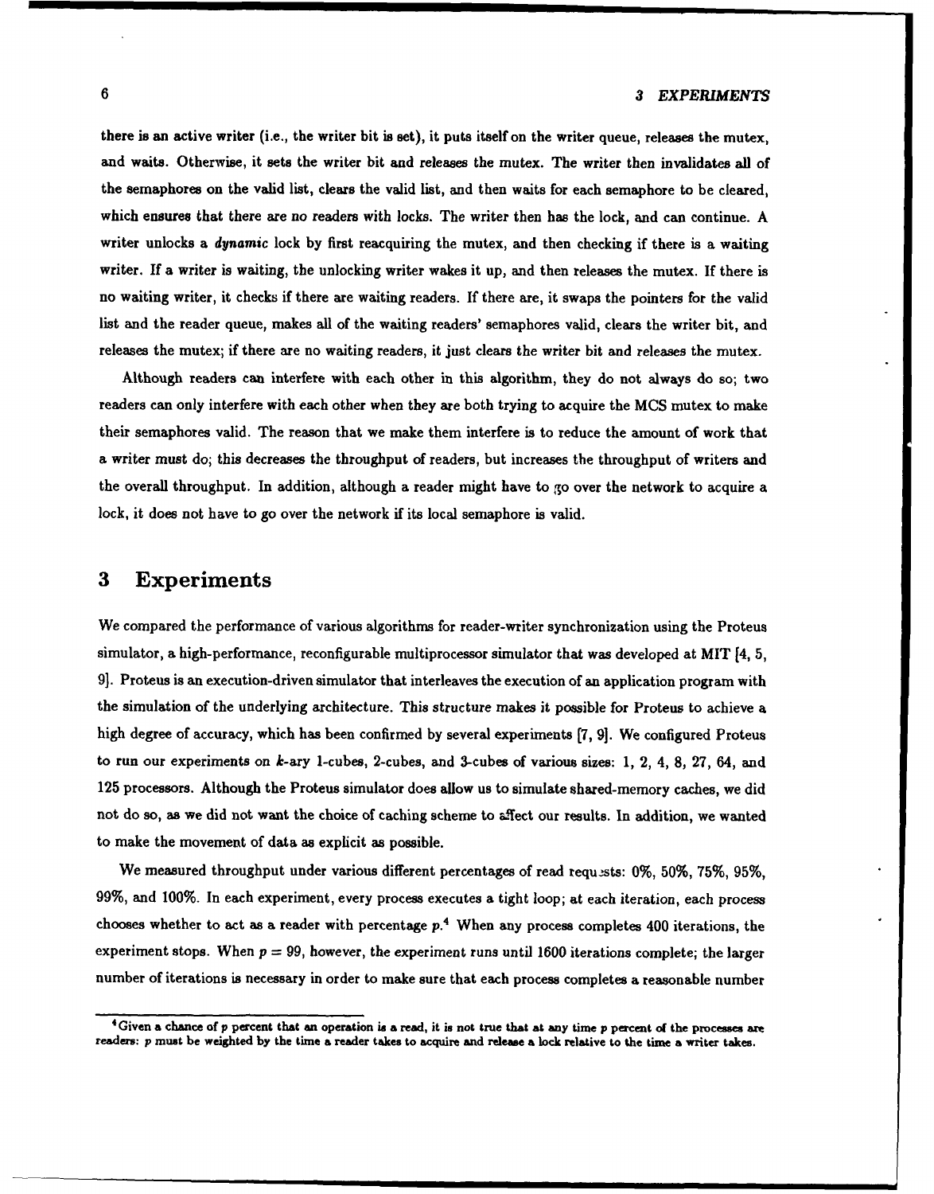there is an active writer (i.e., the writer bit is set), it puts itself on the writer queue, releases the mutex, and waits. Otherwise, it sets the writer bit and releases the mutex. The writer then invalidates all of the semaphores on the valid list, clears the valid list, and then waits for each semaphore to be cleared, which ensures that there are no readers with locks. The writer then has the lock, and can continue. A writer unlocks a *dynamic* lock by first reacquiring the mutex, and then checking if there is a waiting writer. If a writer is waiting, the unlocking writer wakes it up, and then releases the mutex. If there is no waiting writer, it checks if there are waiting readers. If there are, it swaps the pointers for the valid list and the reader queue, makes all of the waiting readers' semaphores valid, clears the writer bit, and releases the mutex; if there are no waiting readers, it just clears the writer bit and releases the mutex.

Although readers can interfere with each other in this algorithm, they do not always do so; two readers can only interfere with each other when they are both trying to acquire the MCS mutex to make their semaphores valid. The reason that we make them interfere is to reduce the amount of work that a writer must do; this decreases the throughput of readers, but increases the throughput of writers and the overall throughput. In addition, although a reader might have to go over the network to acquire a lock, it does not have to go over the network if its local semaphore is valid.

# 3 Experiments

We compared the performance of various algorithms for reader-writer synchronization using the Proteus simulator, a high-performance, reconfigurable multiprocessor simulator that was developed at MIT [4, 5, 9]. Proteus is an execution-driven simulator that interleaves the execution of an application program with the simulation of the underlying architecture. This structure makes it possible for Proteus to achieve a high degree of accuracy, which has been confirmed by several experiments [7, 9]. We configured Proteus to run our experiments on $k$-ary 1-cubes, 2-cubes, and 3-cubes of various sizes: 1, 2, 4, 8, 27, 64, and 125 processors. Although the Proteus simulator does allow us to simulate shared-memory caches, we did not do so, as we did not want the choice of caching scheme to affect our results. In addition, we wanted to make the movement of data as explicit as possible.

We measured throughput under various different percentages of read requests: 0%, 50%, 75%, 95%, 99%, and 100%. In each experiment, every process executes a tight loop; at each iteration, each process chooses whether to act as a reader with percentage $p$.[4] When any process completes 400 iterations, the experiment stops. When $p = 99$, however, the experiment runs until 1600 iterations complete; the larger number of iterations is necessary in order to make sure that each process completes a reasonable number

[4] Given a chance of $p$ percent that an operation is a read, it is not true that at any time $p$ percent of the processes are readers: $p$ must be weighted by the time a reader takes to acquire and release a lock relative to the time a writer takes.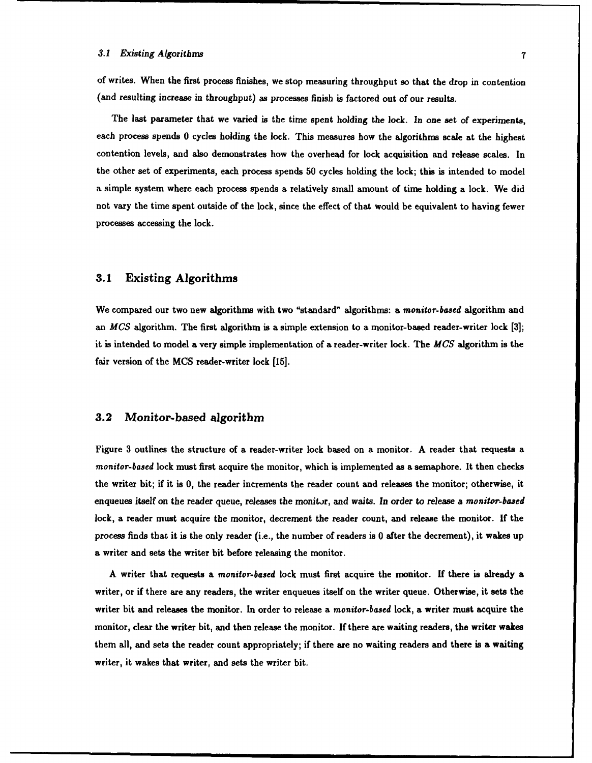of writes. When the first process finishes, we stop measuring throughput so that the drop in contention (and resulting increase in throughput) as processes finish is factored out of our results.

The last parameter that we varied is the time spent holding the lock. In one set of experiments, each process spends 0 cycles holding the lock. This measures how the algorithms scale at the highest contention levels, and also demonstrates how the overhead for lock acquisition and release scales. In the other set of experiments, each process spends 50 cycles holding the lock; this is intended to model a simple system where each process spends a relatively small amount of time holding a lock. We did not vary the time spent outside of the lock, since the effect of that would be equivalent to having fewer processes accessing the lock.

## 3.1 Existing Algorithms

We compared our two new algorithms with two "standard" algorithms: a *monitor-based* algorithm and an *MCS* algorithm. The first algorithm is a simple extension to a monitor-based reader-writer lock [3]; it is intended to model a very simple implementation of a reader-writer lock. The *MCS* algorithm is the fair version of the MCS reader-writer lock [15].

## 3.2 *Monitor-based* algorithm

Figure 3 outlines the structure of a reader-writer lock based on a monitor. A reader that requests a *monitor-based* lock must first acquire the monitor, which is implemented as a semaphore. It then checks the writer bit; if it is 0, the reader increments the reader count and releases the monitor; otherwise, it enqueues itself on the reader queue, releases the monitor, and waits. In order to release a *monitor-based* lock, a reader must acquire the monitor, decrement the reader count, and release the monitor. If the process finds that it is the only reader (i.e., the number of readers is 0 after the decrement), it wakes up a writer and sets the writer bit before releasing the monitor.

A writer that requests a *monitor-based* lock must first acquire the monitor. If there is already a writer, or if there are any readers, the writer enqueues itself on the writer queue. Otherwise, it sets the writer bit and releases the monitor. In order to release a *monitor-based* lock, a writer must acquire the monitor, clear the writer bit, and then release the monitor. If there are waiting readers, the writer wakes them all, and sets the reader count appropriately; if there are no waiting readers and there is a waiting writer, it wakes that writer, and sets the writer bit.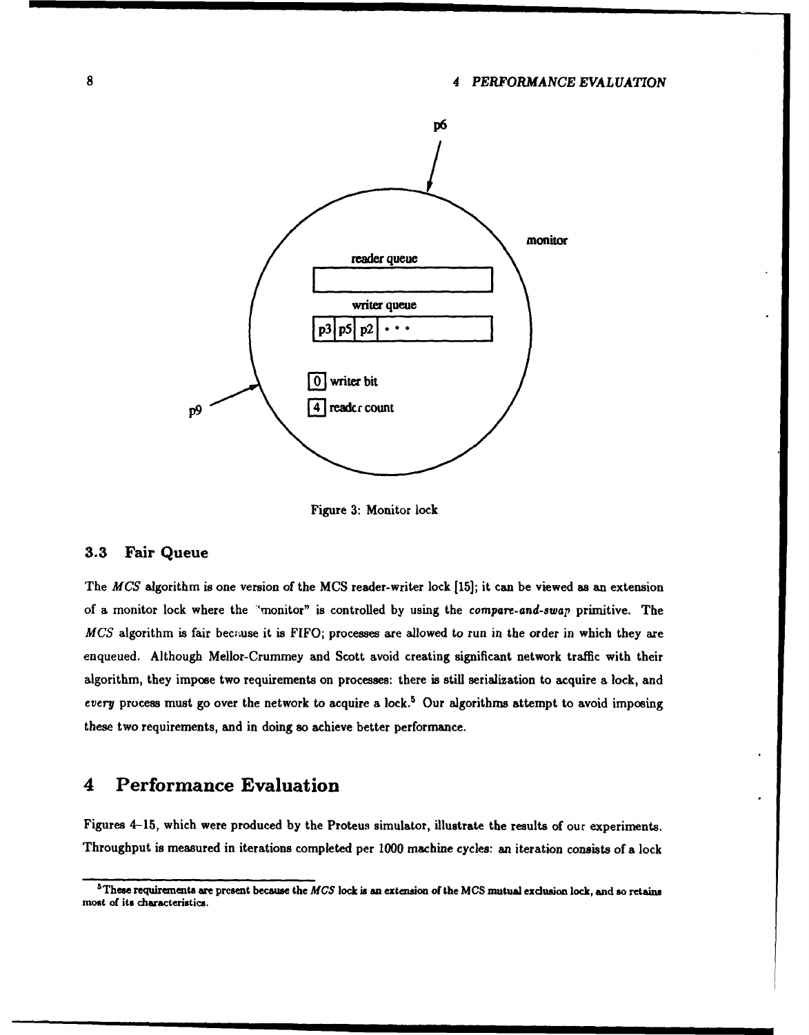Figure 3: Monitor lock

### 3.3 Fair Queue

The *MCS* algorithm is one version of the MCS reader-writer lock [15]; it can be viewed as an extension of a monitor lock where the "monitor" is controlled by using the *compare-and-swap* primitive. The *MCS* algorithm is fair because it is FIFO; processes are allowed to run in the order in which they are enqueued. Although Mellor-Crummey and Scott avoid creating significant network traffic with their algorithm, they impose two requirements on processes: there is still serialization to acquire a lock, and *every* process must go over the network to acquire a lock.[5] Our algorithms attempt to avoid imposing these two requirements, and in doing so achieve better performance.

## 4 Performance Evaluation

Figures 4–15, which were produced by the Proteus simulator, illustrate the results of our experiments. Throughput is measured in iterations completed per 1000 machine cycles: an iteration consists of a lock

[5] These requirements are present because the *MCS* lock is an extension of the MCS mutual exclusion lock, and so retains most of its characteristics.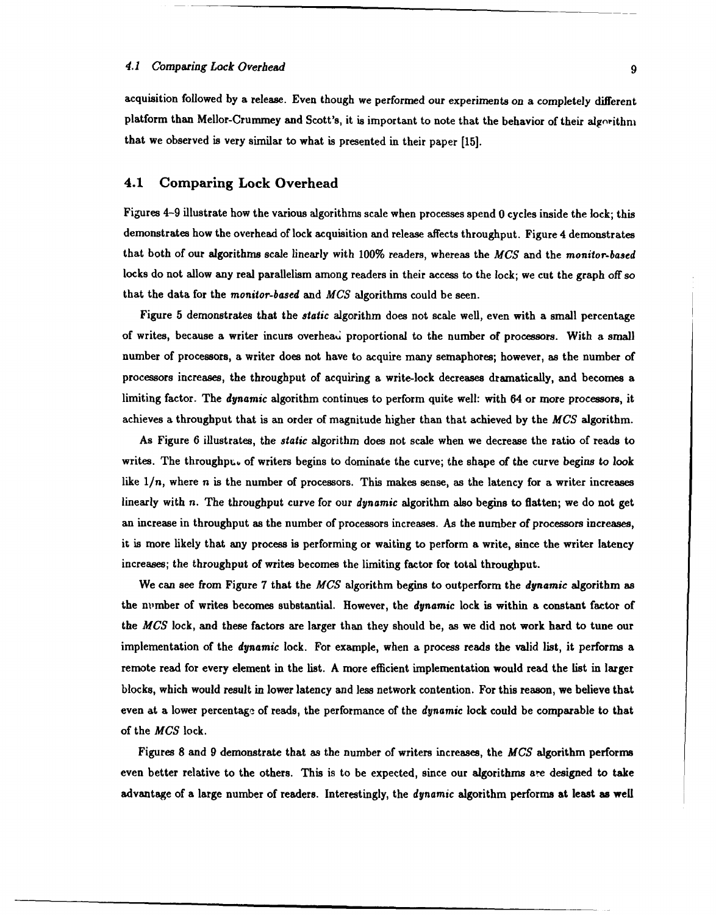acquisition followed by a release. Even though we performed our experiments on a completely different platform than Mellor-Crummey and Scott's, it is important to note that the behavior of their algorithm that we observed is very similar to what is presented in their paper [15].

## 4.1 Comparing Lock Overhead

Figures 4–9 illustrate how the various algorithms scale when processes spend 0 cycles inside the lock; this demonstrates how the overhead of lock acquisition and release affects throughput. Figure 4 demonstrates that both of our algorithms scale linearly with 100% readers, whereas the *MCS* and the *monitor-based* locks do not allow any real parallelism among readers in their access to the lock; we cut the graph off so that the data for the *monitor-based* and *MCS* algorithms could be seen.

Figure 5 demonstrates that the *static* algorithm does not scale well, even with a small percentage of writes, because a writer incurs overhead proportional to the number of processors. With a small number of processors, a writer does not have to acquire many semaphores; however, as the number of processors increases, the throughput of acquiring a write-lock decreases dramatically, and becomes a limiting factor. The *dynamic* algorithm continues to perform quite well: with 64 or more processors, it achieves a throughput that is an order of magnitude higher than that achieved by the *MCS* algorithm.

As Figure 6 illustrates, the *static* algorithm does not scale when we decrease the ratio of reads to writes. The throughput of writers begins to dominate the curve; the shape of the curve begins to look like $1/n$, where $n$ is the number of processors. This makes sense, as the latency for a writer increases linearly with $n$. The throughput curve for our *dynamic* algorithm also begins to flatten; we do not get an increase in throughput as the number of processors increases. As the number of processors increases, it is more likely that any process is performing or waiting to perform a write, since the writer latency increases; the throughput of writes becomes the limiting factor for total throughput.

We can see from Figure 7 that the *MCS* algorithm begins to outperform the *dynamic* algorithm as the number of writes becomes substantial. However, the *dynamic* lock is within a constant factor of the *MCS* lock, and these factors are larger than they should be, as we did not work hard to tune our implementation of the *dynamic* lock. For example, when a process reads the valid list, it performs a remote read for every element in the list. A more efficient implementation would read the list in larger blocks, which would result in lower latency and less network contention. For this reason, we believe that even at a lower percentage of reads, the performance of the *dynamic* lock could be comparable to that of the *MCS* lock.

Figures 8 and 9 demonstrate that as the number of writers increases, the *MCS* algorithm performs even better relative to the others. This is to be expected, since our algorithms are designed to take advantage of a large number of readers. Interestingly, the *dynamic* algorithm performs at least as well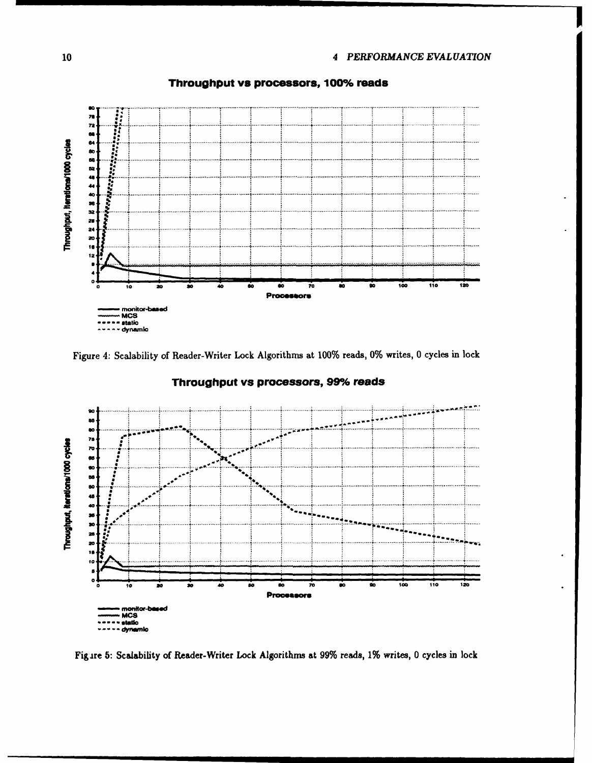Figure 4: Scalability of Reader-Writer Lock Algorithms at 100% reads, 0% writes, 0 cycles in lock

Figure 5: Scalability of Reader-Writer Lock Algorithms at 99% reads, 1% writes, 0 cycles in lock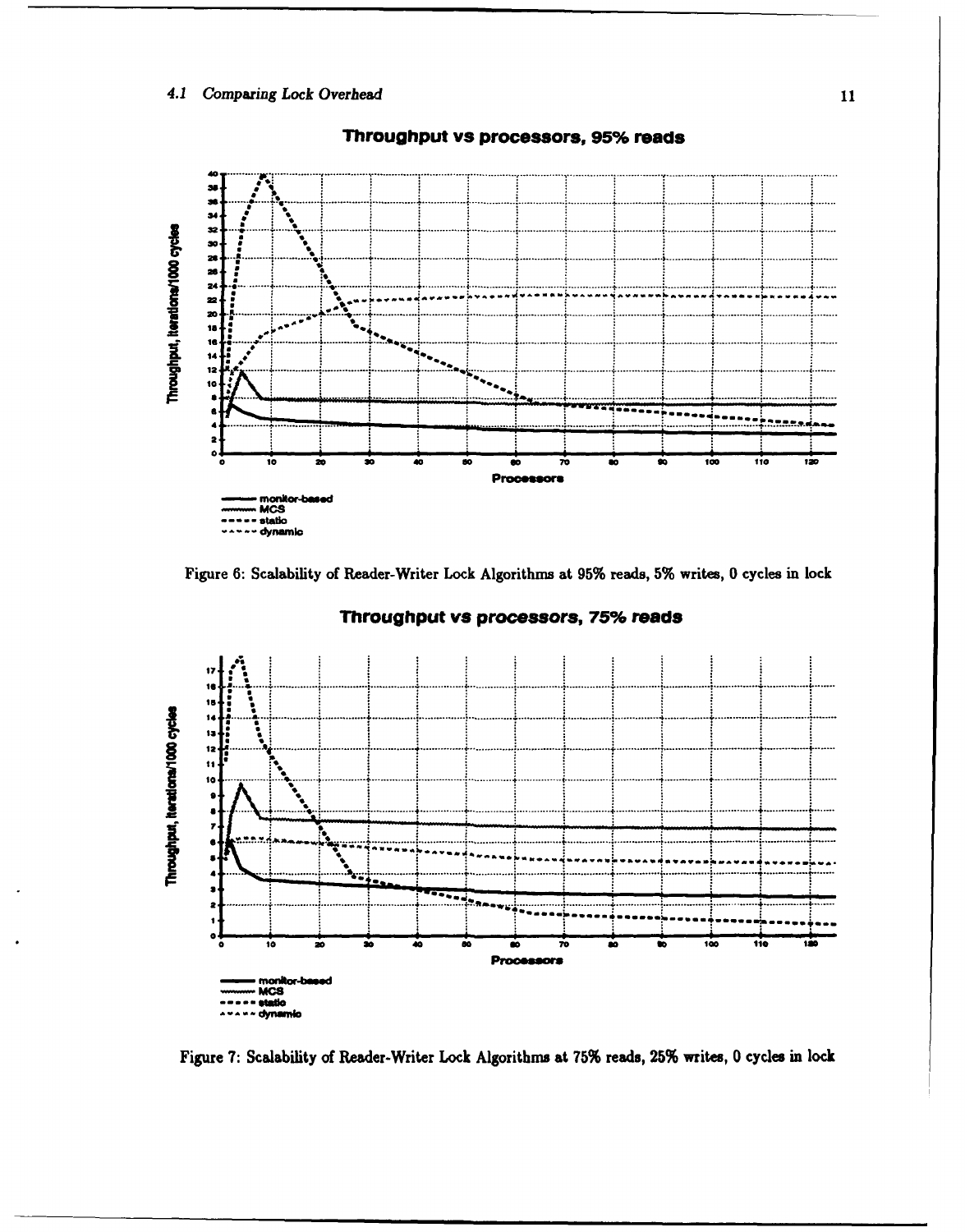**Throughput vs processors, 95% reads**

Figure 6: Scalability of Reader-Writer Lock Algorithms at 95% reads, 5% writes, 0 cycles in lock

**Throughput vs processors, 75% reads**

Figure 7: Scalability of Reader-Writer Lock Algorithms at 75% reads, 25% writes, 0 cycles in lock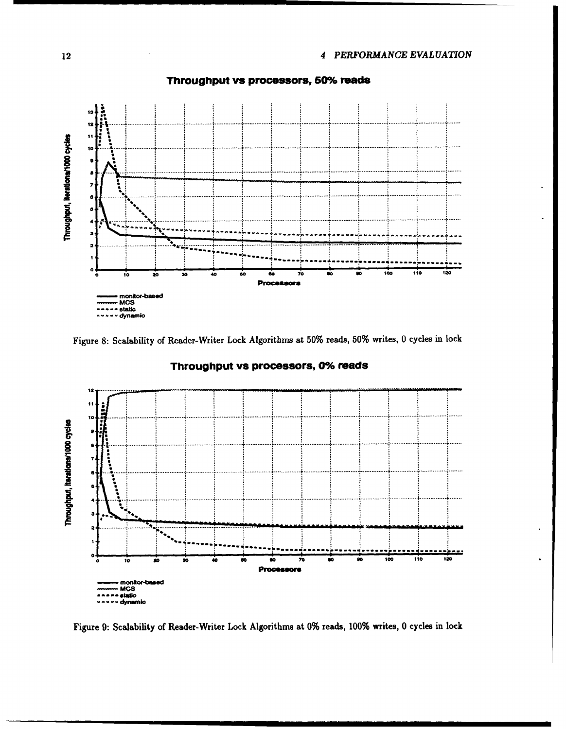Figure 8: Scalability of Reader-Writer Lock Algorithms at 50% reads, 50% writes, 0 cycles in lock

Figure 9: Scalability of Reader-Writer Lock Algorithms at 0% reads, 100% writes, 0 cycles in lock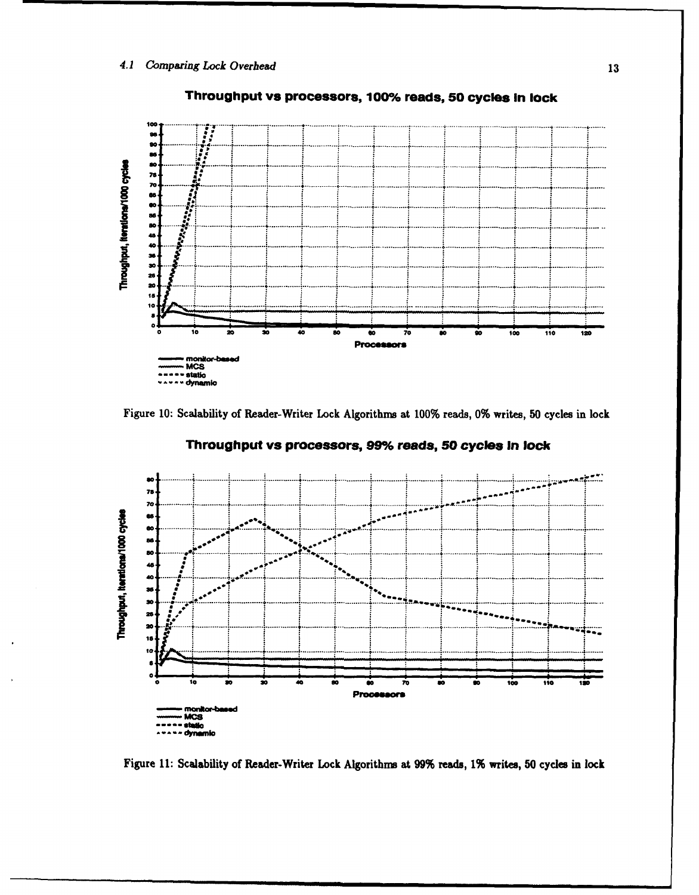**Throughput vs processors, 100% reads, 50 cycles in lock**

Figure 10: Scalability of Reader-Writer Lock Algorithms at 100% reads, 0% writes, 50 cycles in lock

**Throughput vs processors, 99% reads, 50 cycles in lock**

Figure 11: Scalability of Reader-Writer Lock Algorithms at 99% reads, 1% writes, 50 cycles in lock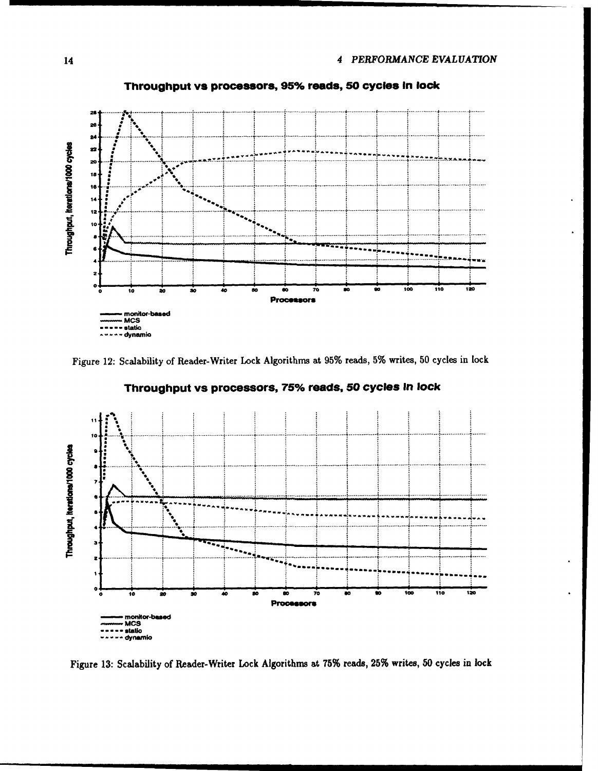Figure 12: Scalability of Reader-Writer Lock Algorithms at 95% reads, 5% writes, 50 cycles in lock

Figure 13: Scalability of Reader-Writer Lock Algorithms at 75% reads, 25% writes, 50 cycles in lock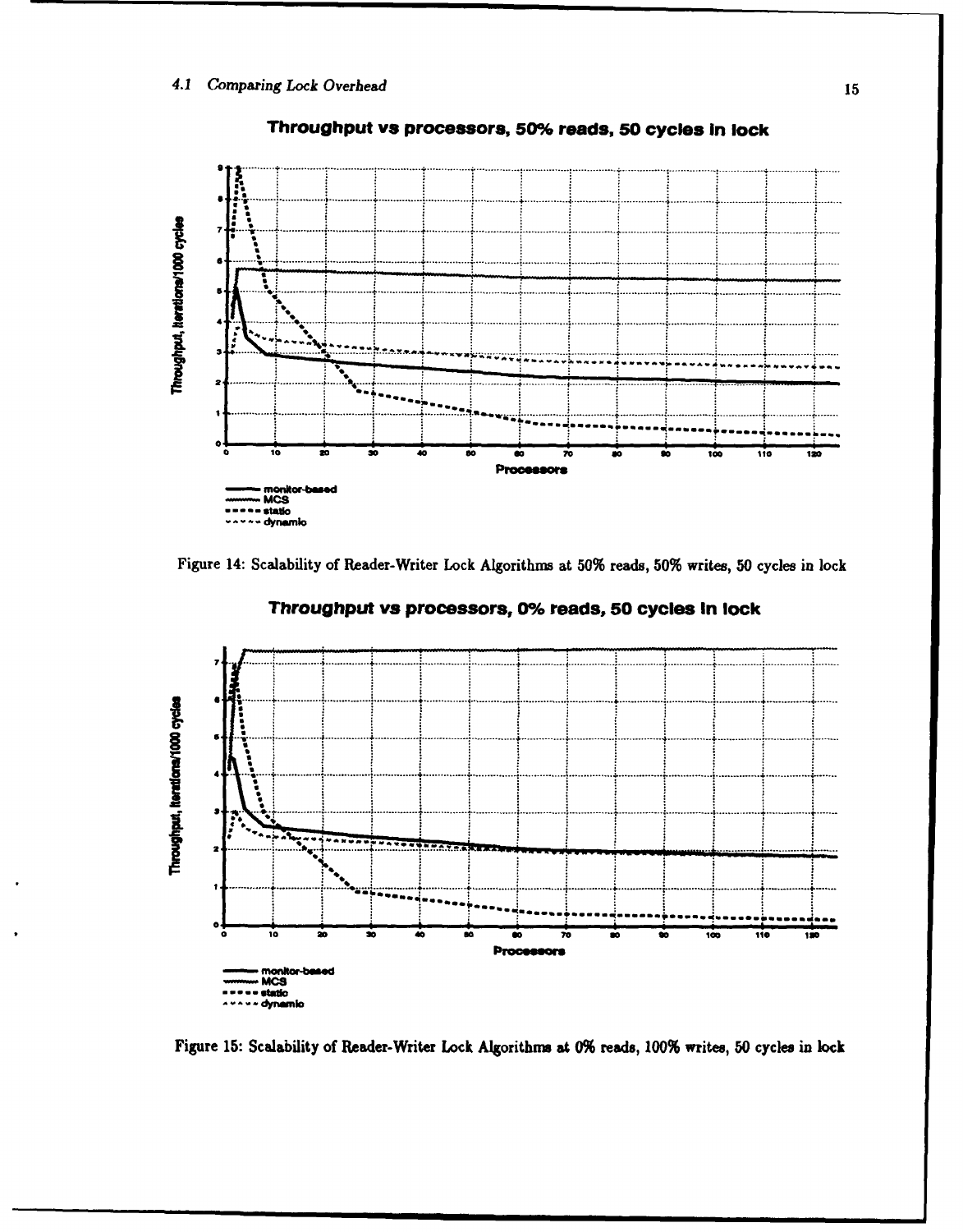**Throughput vs processors, 50% reads, 50 cycles in lock**

Figure 14: Scalability of Reader-Writer Lock Algorithms at 50% reads, 50% writes, 50 cycles in lock

**Throughput vs processors, 0% reads, 50 cycles in lock**

Figure 15: Scalability of Reader-Writer Lock Algorithms at 0% reads, 100% writes, 50 cycles in lock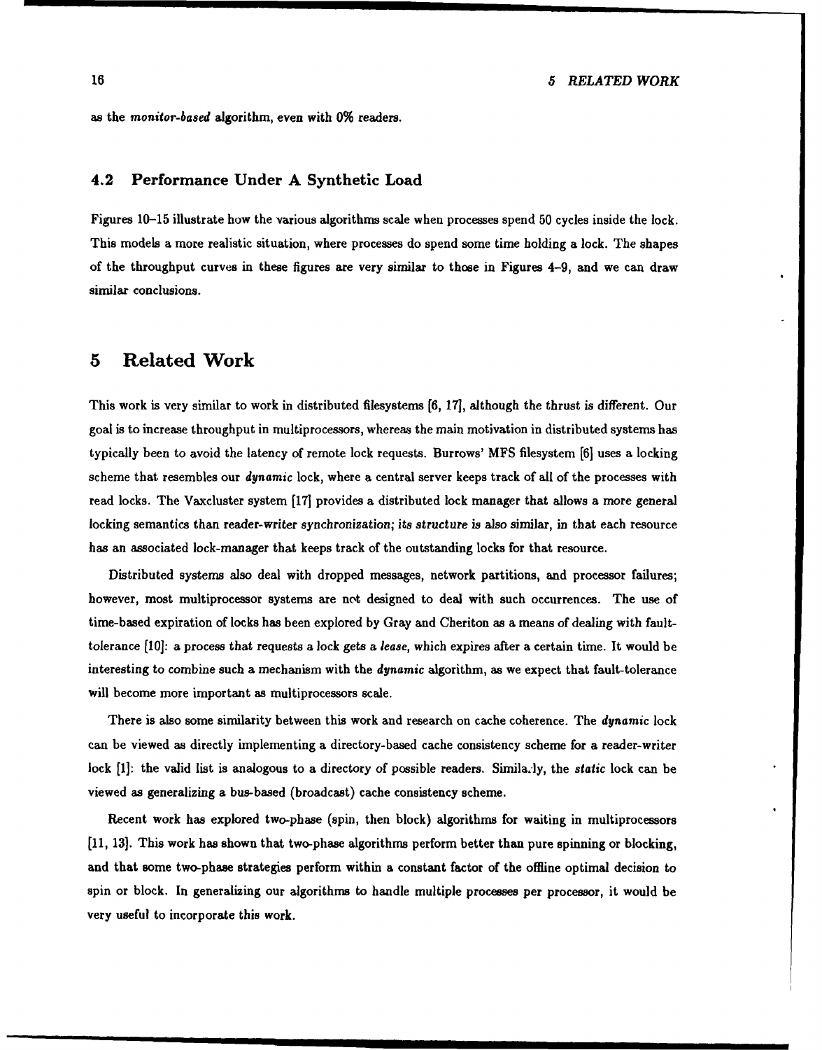as the *monitor-based* algorithm, even with 0% readers.

### 4.2 Performance Under A Synthetic Load

Figures 10–15 illustrate how the various algorithms scale when processes spend 50 cycles inside the lock. This models a more realistic situation, where processes do spend some time holding a lock. The shapes of the throughput curves in these figures are very similar to those in Figures 4–9, and we can draw similar conclusions.

## 5 Related Work

This work is very similar to work in distributed filesystems [6, 17], although the thrust is different. Our goal is to increase throughput in multiprocessors, whereas the main motivation in distributed systems has typically been to avoid the latency of remote lock requests. Burrows' MFS filesystem [6] uses a locking scheme that resembles our *dynamic* lock, where a central server keeps track of all of the processes with read locks. The Vaxcluster system [17] provides a distributed lock manager that allows a more general locking semantics than reader-writer synchronization; its structure is also similar, in that each resource has an associated lock-manager that keeps track of the outstanding locks for that resource.

Distributed systems also deal with dropped messages, network partitions, and processor failures; however, most multiprocessor systems are not designed to deal with such occurrences. The use of time-based expiration of locks has been explored by Gray and Cheriton as a means of dealing with fault-tolerance [10]: a process that requests a lock gets a *lease*, which expires after a certain time. It would be interesting to combine such a mechanism with the *dynamic* algorithm, as we expect that fault-tolerance will become more important as multiprocessors scale.

There is also some similarity between this work and research on cache coherence. The *dynamic* lock can be viewed as directly implementing a directory-based cache consistency scheme for a reader-writer lock [1]: the valid list is analogous to a directory of possible readers. Similarly, the *static* lock can be viewed as generalizing a bus-based (broadcast) cache consistency scheme.

Recent work has explored two-phase (spin, then block) algorithms for waiting in multiprocessors [11, 13]. This work has shown that two-phase algorithms perform better than pure spinning or blocking, and that some two-phase strategies perform within a constant factor of the offline optimal decision to spin or block. In generalizing our algorithms to handle multiple processes per processor, it would be very useful to incorporate this work.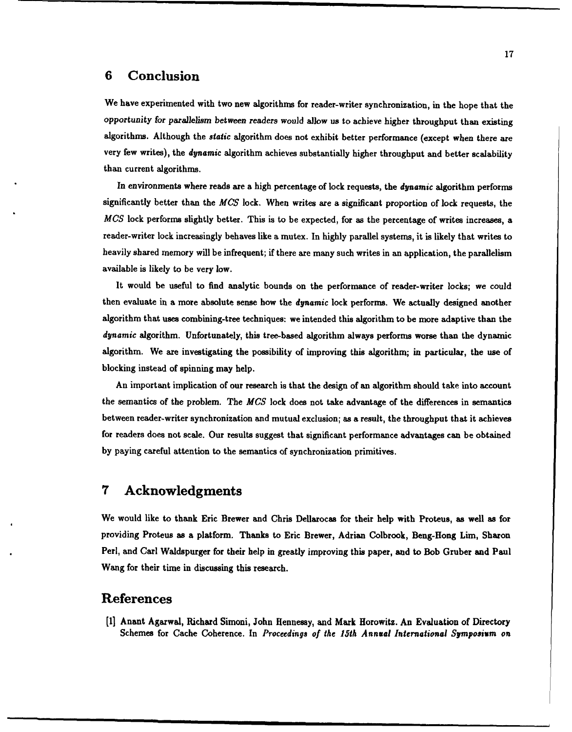# 6 Conclusion

We have experimented with two new algorithms for reader-writer synchronization, in the hope that the opportunity for parallelism between readers would allow us to achieve higher throughput than existing algorithms. Although the *static* algorithm does not exhibit better performance (except when there are very few writes), the ***dynamic*** algorithm achieves substantially higher throughput and better scalability than current algorithms.

In environments where reads are a high percentage of lock requests, the ***dynamic*** algorithm performs significantly better than the *MCS* lock. When writes are a significant proportion of lock requests, the *MCS* lock performs slightly better. This is to be expected, for as the percentage of writes increases, a reader-writer lock increasingly behaves like a mutex. In highly parallel systems, it is likely that writes to heavily shared memory will be infrequent; if there are many such writes in an application, the parallelism available is likely to be very low.

It would be useful to find analytic bounds on the performance of reader-writer locks; we could then evaluate in a more absolute sense how the ***dynamic*** lock performs. We actually designed another algorithm that uses combining-tree techniques: we intended this algorithm to be more adaptive than the ***dynamic*** algorithm. Unfortunately, this tree-based algorithm always performs worse than the dynamic algorithm. We are investigating the possibility of improving this algorithm; in particular, the use of blocking instead of spinning may help.

An important implication of our research is that the design of an algorithm should take into account the semantics of the problem. The *MCS* lock does not take advantage of the differences in semantics between reader-writer synchronization and mutual exclusion; as a result, the throughput that it achieves for readers does not scale. Our results suggest that significant performance advantages can be obtained by paying careful attention to the semantics of synchronization primitives.

# 7 Acknowledgments

We would like to thank Eric Brewer and Chris Dellarocas for their help with Proteus, as well as for providing Proteus as a platform. Thanks to Eric Brewer, Adrian Colbrook, Beng-Hong Lim, Sharon Perl, and Carl Waldspurger for their help in greatly improving this paper, and to Bob Gruber and Paul Wang for their time in discussing this research.

# References

[1] Anant Agarwal, Richard Simoni, John Hennessy, and Mark Horowitz. An Evaluation of Directory Schemes for Cache Coherence. In *Proceedings of the 15th Annual International Symposium on*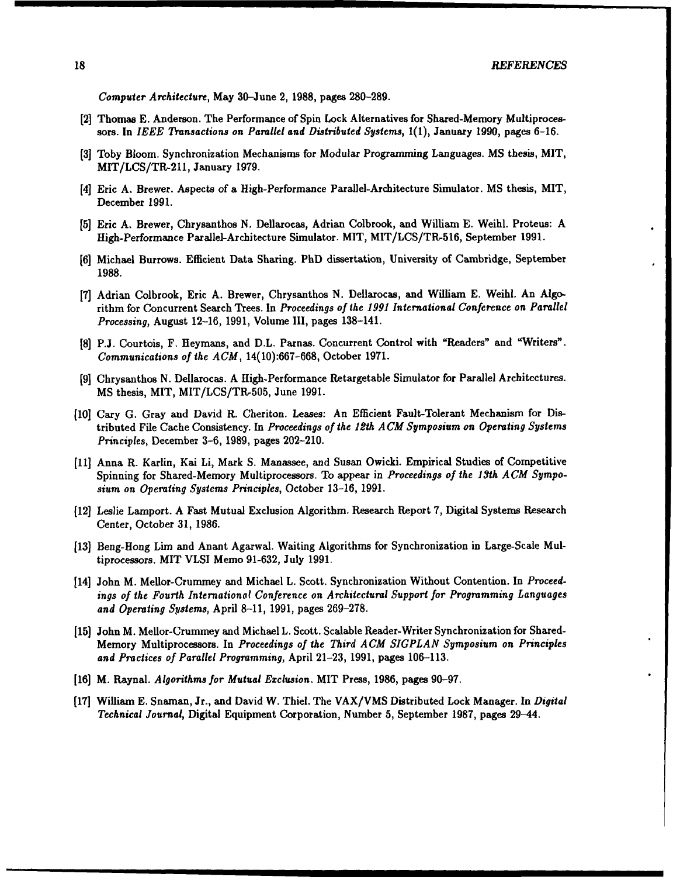*Computer Architecture*, May 30–June 2, 1988, pages 280–289.

[2] Thomas E. Anderson. The Performance of Spin Lock Alternatives for Shared-Memory Multiprocessors. In *IEEE Transactions on Parallel and Distributed Systems*, 1(1), January 1990, pages 6–16.

[3] Toby Bloom. Synchronization Mechanisms for Modular Programming Languages. MS thesis, MIT, MIT/LCS/TR-211, January 1979.

[4] Eric A. Brewer. Aspects of a High-Performance Parallel-Architecture Simulator. MS thesis, MIT, December 1991.

[5] Eric A. Brewer, Chrysanthos N. Dellarocas, Adrian Colbrook, and William E. Weihl. Proteus: A High-Performance Parallel-Architecture Simulator. MIT, MIT/LCS/TR-516, September 1991.

[6] Michael Burrows. Efficient Data Sharing. PhD dissertation, University of Cambridge, September 1988.

[7] Adrian Colbrook, Eric A. Brewer, Chrysanthos N. Dellarocas, and William E. Weihl. An Algorithm for Concurrent Search Trees. In *Proceedings of the 1991 International Conference on Parallel Processing,* August 12–16, 1991, Volume III, pages 138–141.

[8] P.J. Courtois, F. Heymans, and D.L. Parnas. Concurrent Control with "Readers" and "Writers". *Communications of the ACM*, 14(10):667–668, October 1971.

[9] Chrysanthos N. Dellarocas. A High-Performance Retargetable Simulator for Parallel Architectures. MS thesis, MIT, MIT/LCS/TR-505, June 1991.

[10] Cary G. Gray and David R. Cheriton. Leases: An Efficient Fault-Tolerant Mechanism for Distributed File Cache Consistency. In *Proceedings of the 12th ACM Symposium on Operating Systems Principles*, December 3–6, 1989, pages 202–210.

[11] Anna R. Karlin, Kai Li, Mark S. Manassee, and Susan Owicki. Empirical Studies of Competitive Spinning for Shared-Memory Multiprocessors. To appear in *Proceedings of the 13th ACM Symposium on Operating Systems Principles*, October 13–16, 1991.

[12] Leslie Lamport. A Fast Mutual Exclusion Algorithm. Research Report 7, Digital Systems Research Center, October 31, 1986.

[13] Beng-Hong Lim and Anant Agarwal. Waiting Algorithms for Synchronization in Large-Scale Multiprocessors. MIT VLSI Memo 91-632, July 1991.

[14] John M. Mellor-Crummey and Michael L. Scott. Synchronization Without Contention. In *Proceedings of the Fourth International Conference on Architectural Support for Programming Languages and Operating Systems*, April 8–11, 1991, pages 269–278.

[15] John M. Mellor-Crummey and Michael L. Scott. Scalable Reader-Writer Synchronization for Shared-Memory Multiprocessors. In *Proceedings of the Third ACM SIGPLAN Symposium on Principles and Practices of Parallel Programming,* April 21–23, 1991, pages 106–113.

[16] M. Raynal. *Algorithms for Mutual Exclusion*. MIT Press, 1986, pages 90–97.

[17] William E. Snaman, Jr., and David W. Thiel. The VAX/VMS Distributed Lock Manager. In *Digital Technical Journal*, Digital Equipment Corporation, Number 5, September 1987, pages 29–44.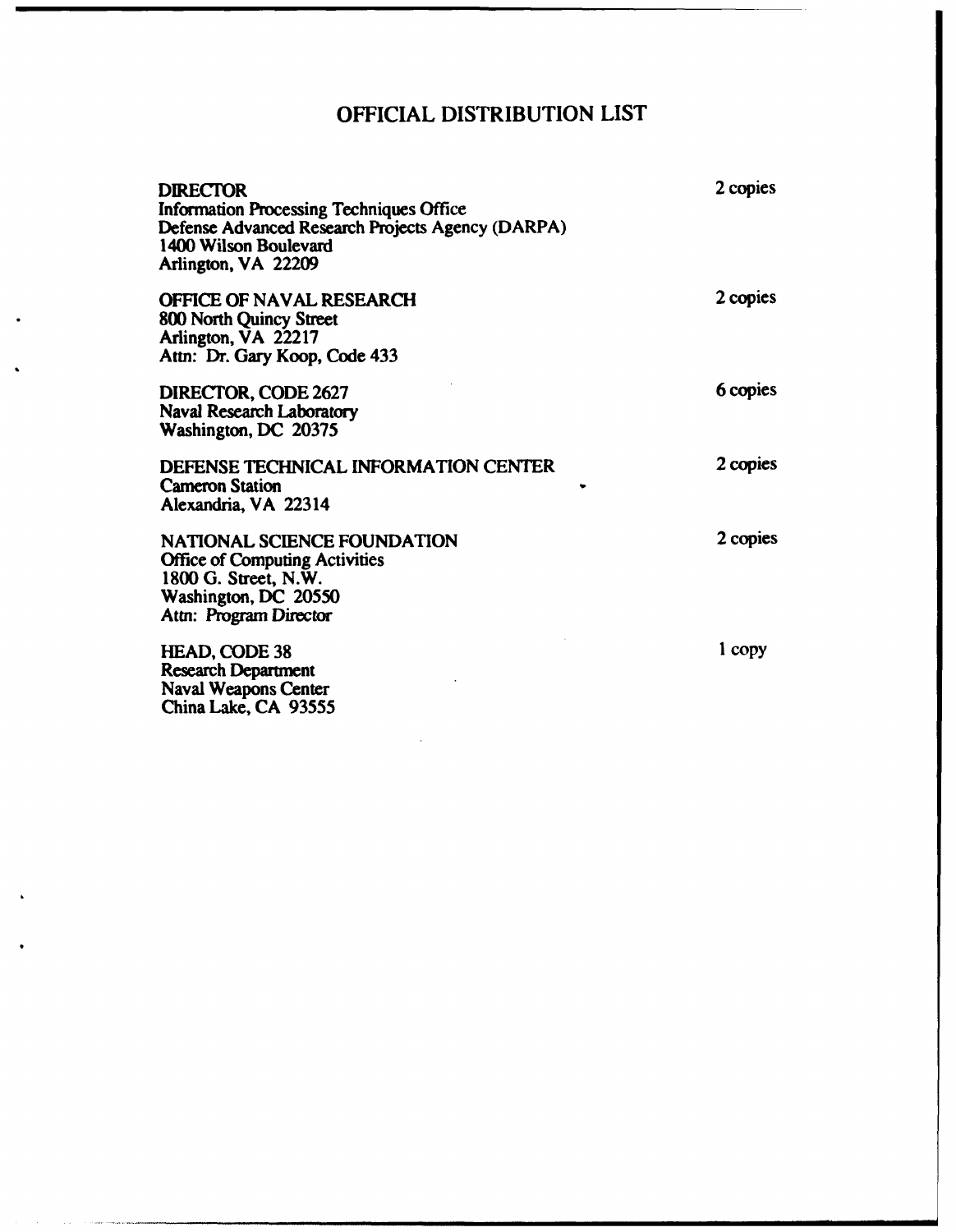# OFFICIAL DISTRIBUTION LIST

| | |
|---|---|
| DIRECTOR<br>Information Processing Techniques Office<br>Defense Advanced Research Projects Agency (DARPA)<br>1400 Wilson Boulevard<br>Arlington, VA 22209 | 2 copies |
| OFFICE OF NAVAL RESEARCH<br>800 North Quincy Street<br>Arlington, VA 22217<br>Attn: Dr. Gary Koop, Code 433 | 2 copies |
| DIRECTOR, CODE 2627<br>Naval Research Laboratory<br>Washington, DC 20375 | 6 copies |
| DEFENSE TECHNICAL INFORMATION CENTER<br>Cameron Station<br>Alexandria, VA 22314 | 2 copies |
| NATIONAL SCIENCE FOUNDATION<br>Office of Computing Activities<br>1800 G. Street, N.W.<br>Washington, DC 20550<br>Attn: Program Director | 2 copies |
| HEAD, CODE 38<br>Research Department<br>Naval Weapons Center<br>China Lake, CA 93555 | 1 copy |